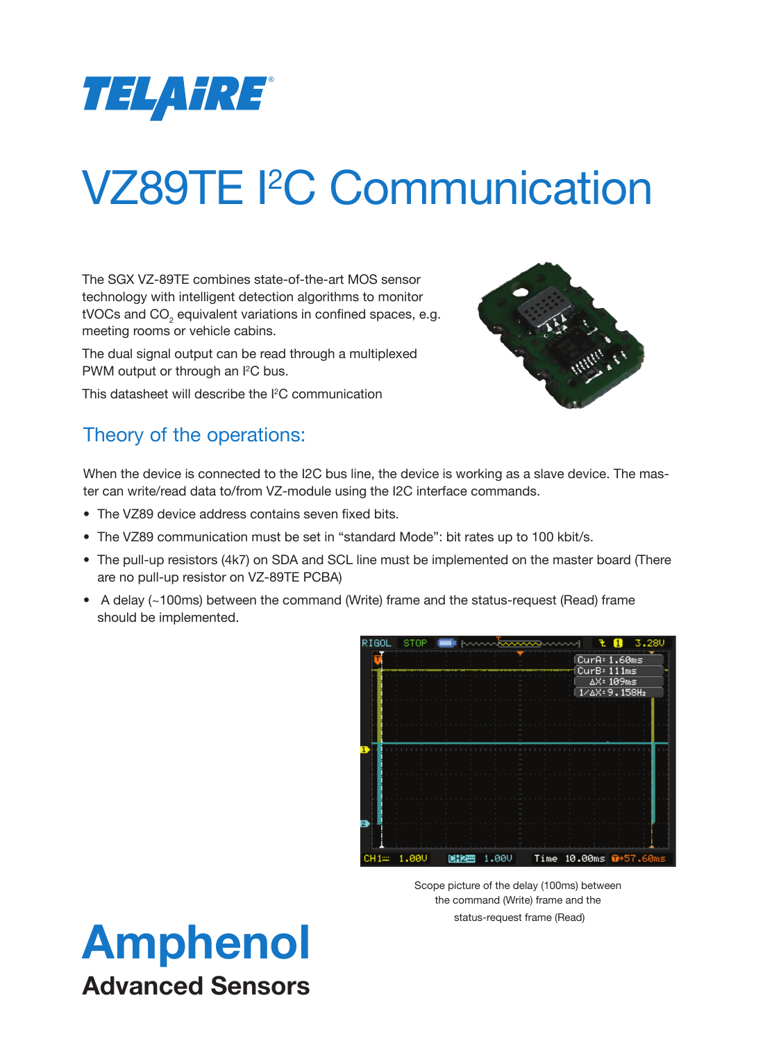TELAiRE

# VZ89TE I²C Communication

The SGX VZ-89TE combines state-of-the-art MOS sensor technology with intelligent detection algorithms to monitor tVOCs and $CO_2$ equivalent variations in confined spaces, e.g. meeting rooms or vehicle cabins.

The dual signal output can be read through a multiplexed PWM output or through an I²C bus.

This datasheet will describe the I²C communication

## Theory of the operations:

When the device is connected to the I2C bus line, the device is working as a slave device. The master can write/read data to/from VZ-module using the I2C interface commands.

- The VZ89 device address contains seven fixed bits.
- The VZ89 communication must be set in "standard Mode": bit rates up to 100 kbit/s.
- The pull-up resistors (4k7) on SDA and SCL line must be implemented on the master board (There are no pull-up resistor on VZ-89TE PCBA)
- A delay (~100ms) between the command (Write) frame and the status-request (Read) frame should be implemented.

Scope picture of the delay (100ms) between the command (Write) frame and the status-request frame (Read)

**Amphenol**

**Advanced Sensors**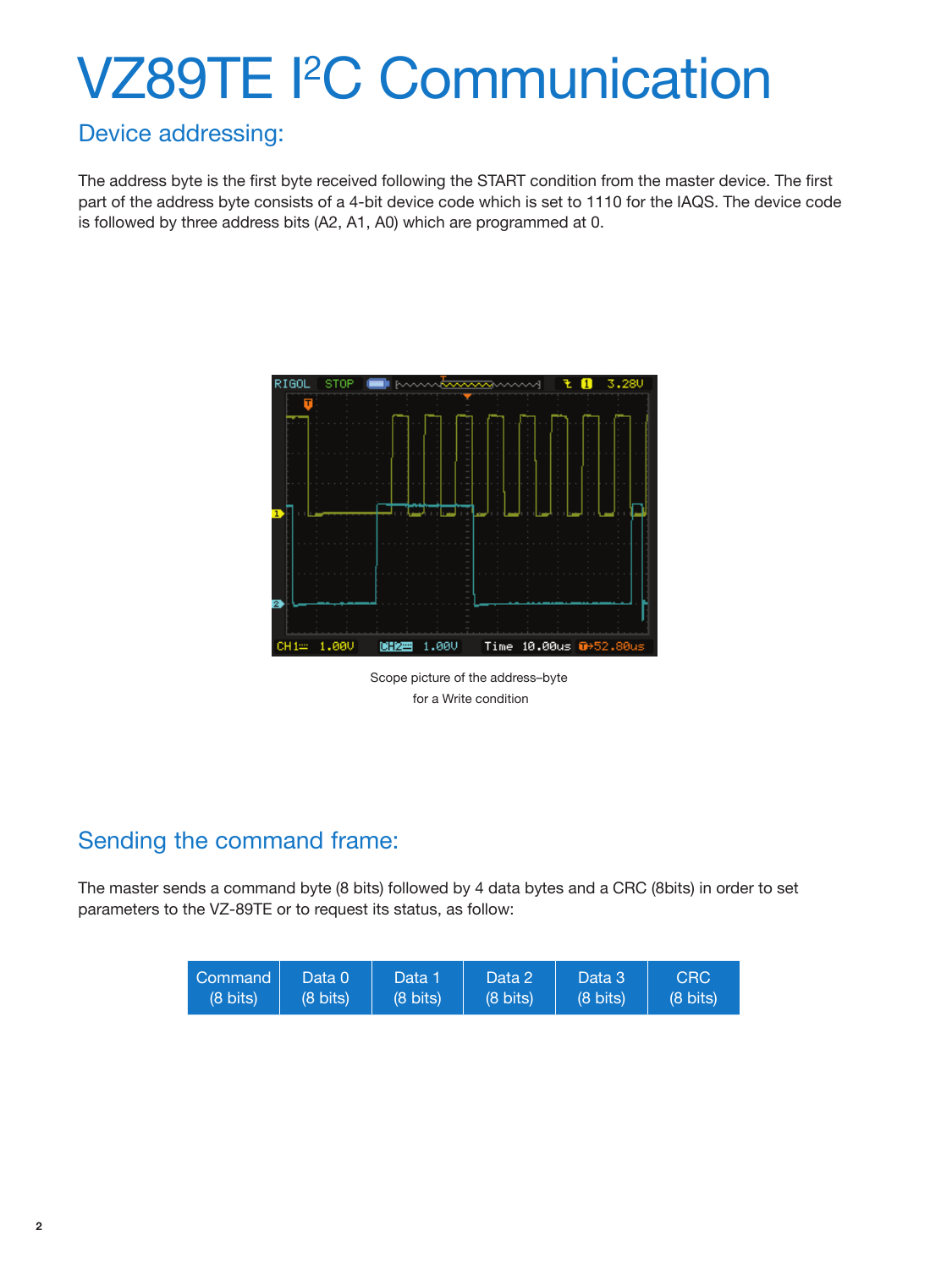# VZ89TE I²C Communication

## Device addressing:

The address byte is the first byte received following the START condition from the master device. The first part of the address byte consists of a 4-bit device code which is set to 1110 for the IAQS. The device code is followed by three address bits (A2, A1, A0) which are programmed at 0.

Scope picture of the address–byte
for a Write condition

## Sending the command frame:

The master sends a command byte (8 bits) followed by 4 data bytes and a CRC (8bits) in order to set parameters to the VZ-89TE or to request its status, as follow:

| Command (8 bits) | Data 0 (8 bits) | Data 1 (8 bits) | Data 2 (8 bits) | Data 3 (8 bits) | CRC (8 bits) |
|---|---|---|---|---|---|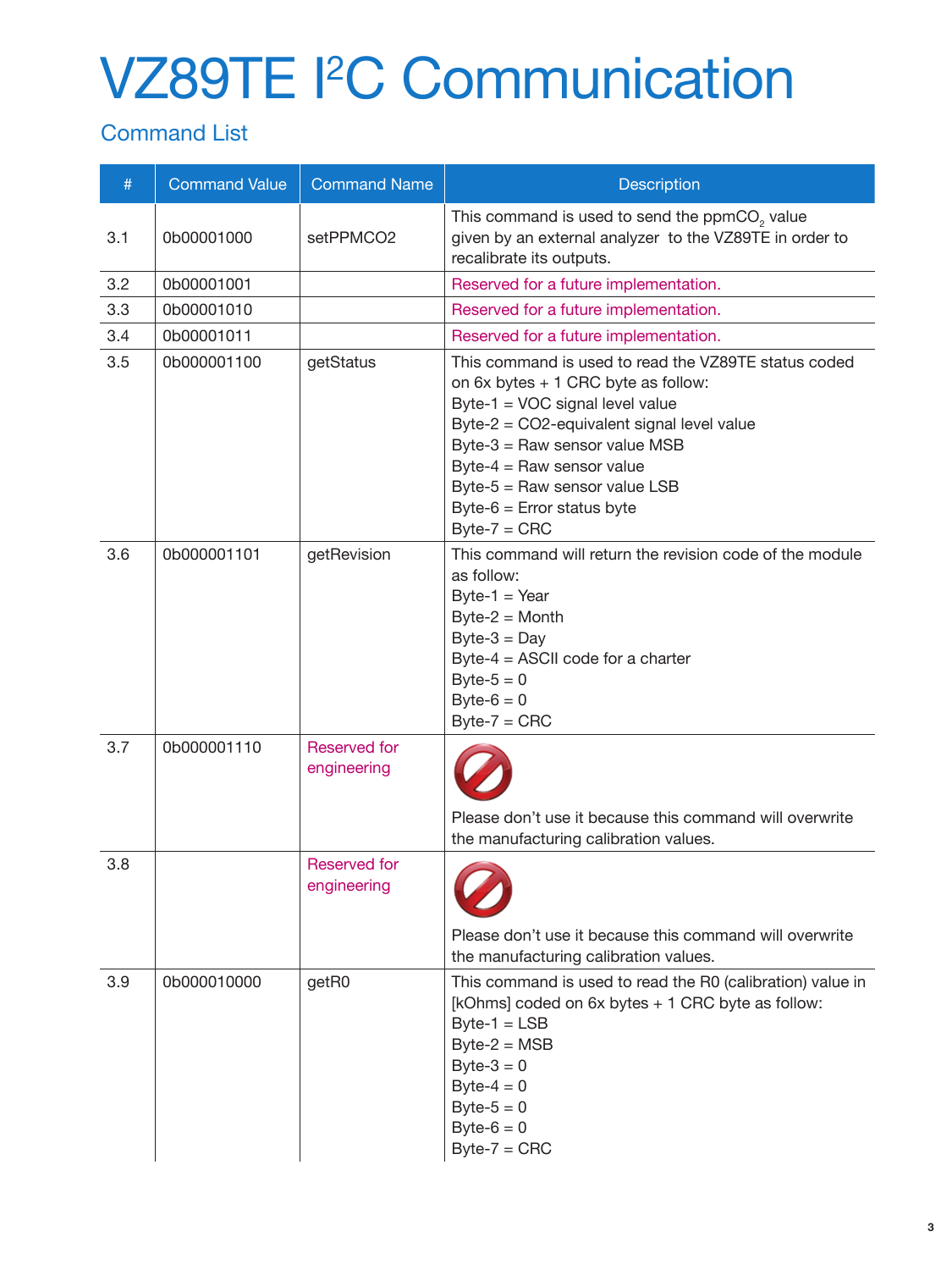# VZ89TE I²C Communication

## Command List

| # | Command Value | Command Name | Description |
|---|---|---|---|
| 3.1 | 0b00001000 | setPPMCO2 | This command is used to send the ppm$CO_2$ value given by an external analyzer to the VZ89TE in order to recalibrate its outputs. |
| 3.2 | 0b00001001 | | Reserved for a future implementation. |
| 3.3 | 0b00001010 | | Reserved for a future implementation. |
| 3.4 | 0b00001011 | | Reserved for a future implementation. |
| 3.5 | 0b000001100 | getStatus | This command is used to read the VZ89TE status coded on 6x bytes + 1 CRC byte as follow:<br>Byte-1 = VOC signal level value<br>Byte-2 = CO2-equivalent signal level value<br>Byte-3 = Raw sensor value MSB<br>Byte-4 = Raw sensor value<br>Byte-5 = Raw sensor value LSB<br>Byte-6 = Error status byte<br>Byte-7 = CRC |
| 3.6 | 0b000001101 | getRevision | This command will return the revision code of the module as follow:<br>Byte-1 = Year<br>Byte-2 = Month<br>Byte-3 = Day<br>Byte-4 = ASCII code for a charter<br>Byte-5 = 0<br>Byte-6 = 0<br>Byte-7 = CRC |
| 3.7 | 0b000001110 | Reserved for engineering | Please don't use it because this command will overwrite the manufacturing calibration values. |
| 3.8 | | Reserved for engineering | Please don't use it because this command will overwrite the manufacturing calibration values. |
| 3.9 | 0b000010000 | getR0 | This command is used to read the R0 (calibration) value in [kOhms] coded on 6x bytes + 1 CRC byte as follow:<br>Byte-1 = LSB<br>Byte-2 = MSB<br>Byte-3 = 0<br>Byte-4 = 0<br>Byte-5 = 0<br>Byte-6 = 0<br>Byte-7 = CRC |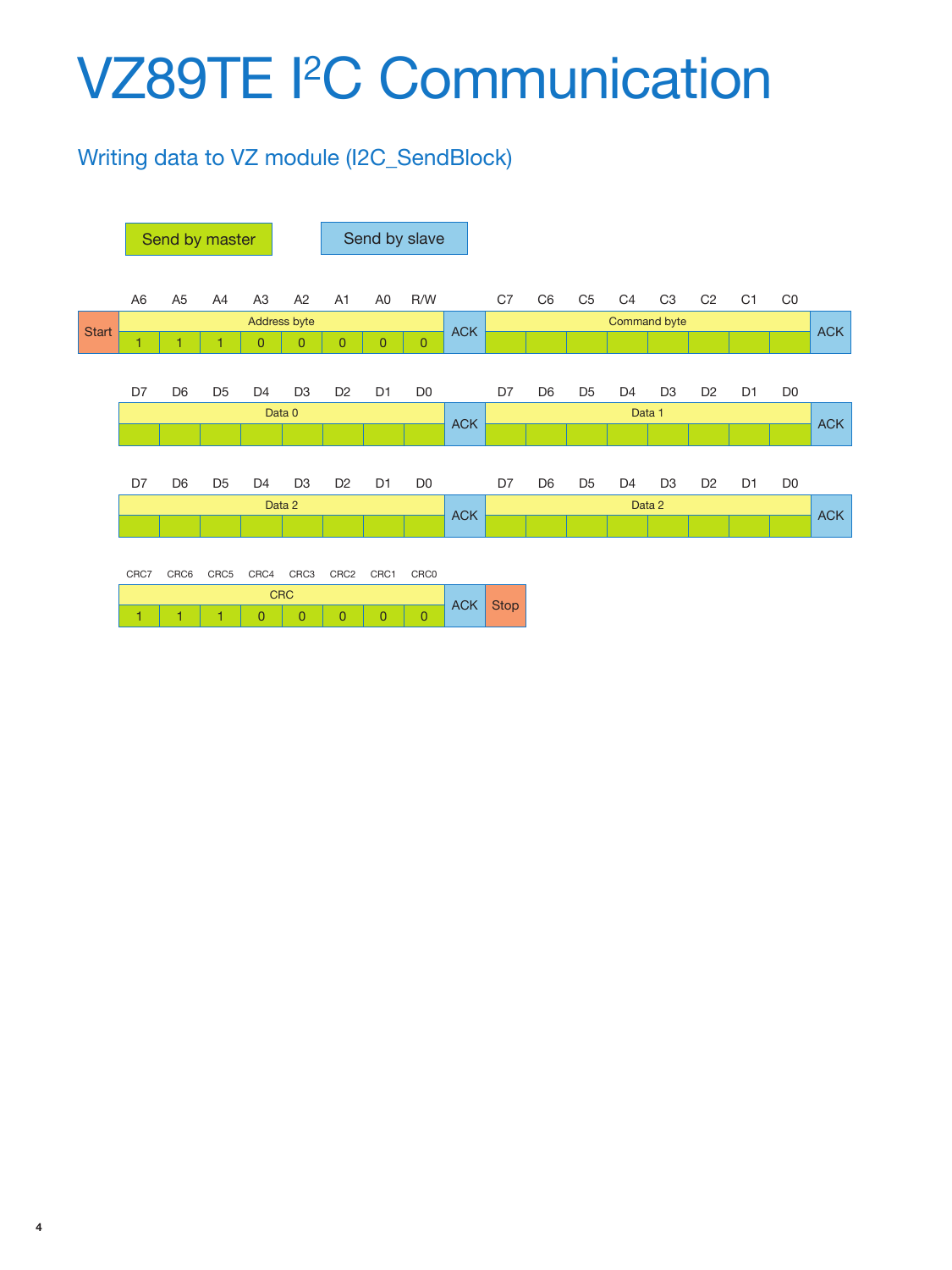# VZ89TE I²C Communication

## Writing data to VZ module (I2C_SendBlock)

Send by master | Send by slave

| | A6 | A5 | A4 | A3 | A2 | A1 | A0 | R/W | | C7 | C6 | C5 | C4 | C3 | C2 | C1 | C0 | |
|---|---|---|---|---|---|---|---|---|---|---|---|---|---|---|---|---|---|---|
| Start | Address byte | | | | | | | | ACK | Command byte | | | | | | | | ACK |
| | 1 | 1 | 1 | 0 | 0 | 0 | 0 | 0 | | | | | | | | | | |

| D7 | D6 | D5 | D4 | D3 | D2 | D1 | D0 | | D7 | D6 | D5 | D4 | D3 | D2 | D1 | D0 | |
|---|---|---|---|---|---|---|---|---|---|---|---|---|---|---|---|---|---|
| Data 0 | | | | | | | | ACK | Data 1 | | | | | | | | ACK |

| D7 | D6 | D5 | D4 | D3 | D2 | D1 | D0 | | D7 | D6 | D5 | D4 | D3 | D2 | D1 | D0 | |
|---|---|---|---|---|---|---|---|---|---|---|---|---|---|---|---|---|---|
| Data 2 | | | | | | | | ACK | Data 2 | | | | | | | | ACK |

| CRC7 | CRC6 | CRC5 | CRC4 | CRC3 | CRC2 | CRC1 | CRC0 | | |
|---|---|---|---|---|---|---|---|---|---|
| CRC | | | | | | | | ACK | Stop |
| 1 | 1 | 1 | 0 | 0 | 0 | 0 | 0 | | |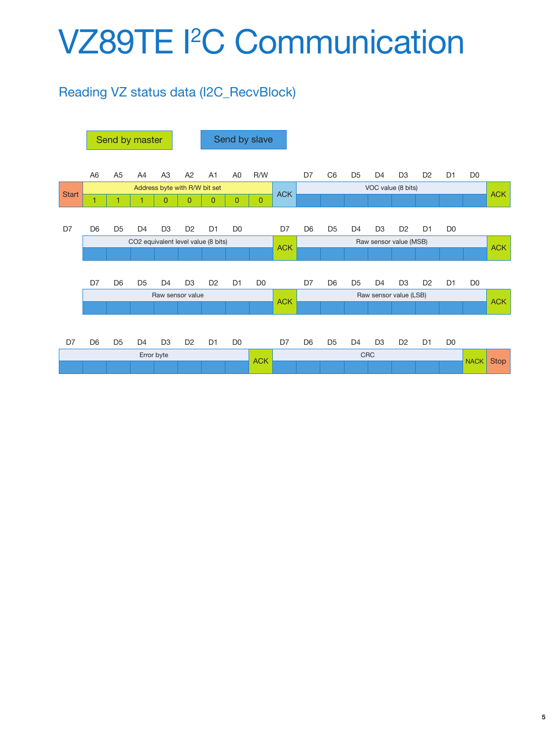# VZ89TE I²C Communication

## Reading VZ status data (I2C_RecvBlock)

Send by master | Send by slave

| | A6 | A5 | A4 | A3 | A2 | A1 | A0 | R/W | | D7 | C6 | D5 | D4 | D3 | D2 | D1 | D0 | |
|---|---|---|---|---|---|---|---|---|---|---|---|---|---|---|---|---|---|---|
| Start | Address byte with R/W bit set | | | | | | | | ACK | VOC value (8 bits) | | | | | | | | ACK |
| | 1 | 1 | 1 | 0 | 0 | 0 | 0 | 0 | | | | | | | | | | |

| D7 | D6 | D5 | D4 | D3 | D2 | D1 | D0 | | D7 | D6 | D5 | D4 | D3 | D2 | D1 | D0 | |
|---|---|---|---|---|---|---|---|---|---|---|---|---|---|---|---|---|---|
| CO2 equivalent level value (8 bits) | | | | | | | | ACK | Raw sensor value (MSB) | | | | | | | | ACK |

| D7 | D6 | D5 | D4 | D3 | D2 | D1 | D0 | | D7 | D6 | D5 | D4 | D3 | D2 | D1 | D0 | |
|---|---|---|---|---|---|---|---|---|---|---|---|---|---|---|---|---|---|
| Raw sensor value | | | | | | | | ACK | Raw sensor value (LSB) | | | | | | | | ACK |

| D7 | D6 | D5 | D4 | D3 | D2 | D1 | D0 | | D7 | D6 | D5 | D4 | D3 | D2 | D1 | D0 | | |
|---|---|---|---|---|---|---|---|---|---|---|---|---|---|---|---|---|---|---|
| Error byte | | | | | | | | ACK | CRC | | | | | | | | NACK | Stop |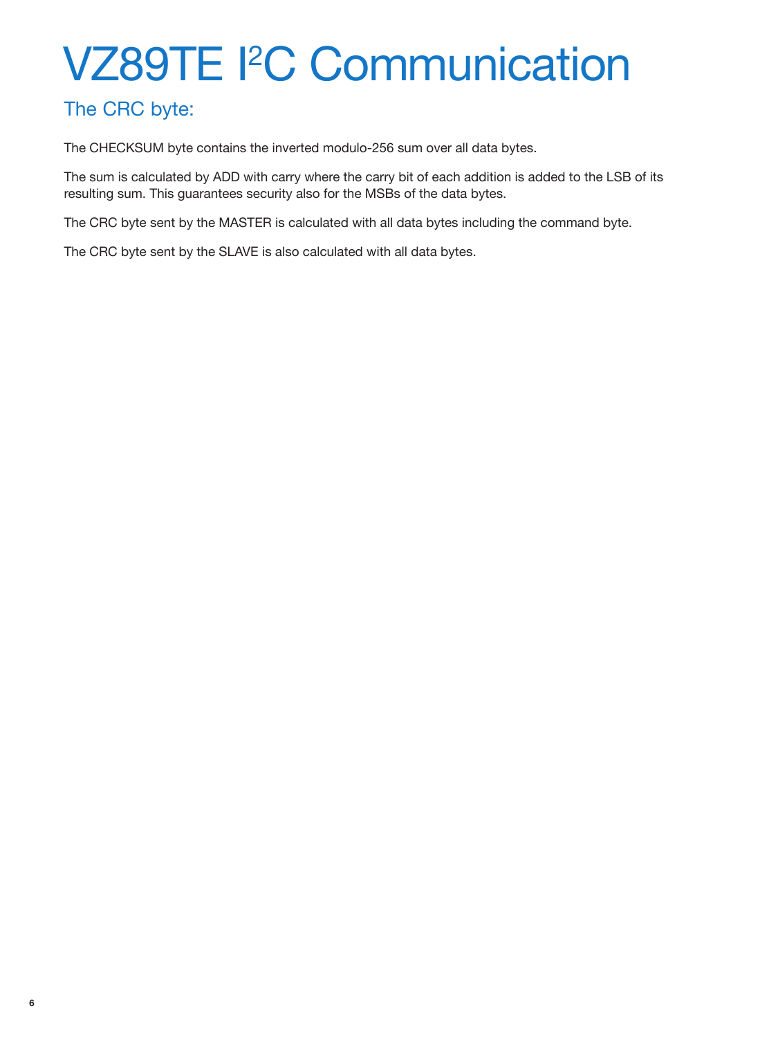# VZ89TE I$^2$C Communication

## The CRC byte:

The CHECKSUM byte contains the inverted modulo-256 sum over all data bytes.

The sum is calculated by ADD with carry where the carry bit of each addition is added to the LSB of its resulting sum. This guarantees security also for the MSBs of the data bytes.

The CRC byte sent by the MASTER is calculated with all data bytes including the command byte.

The CRC byte sent by the SLAVE is also calculated with all data bytes.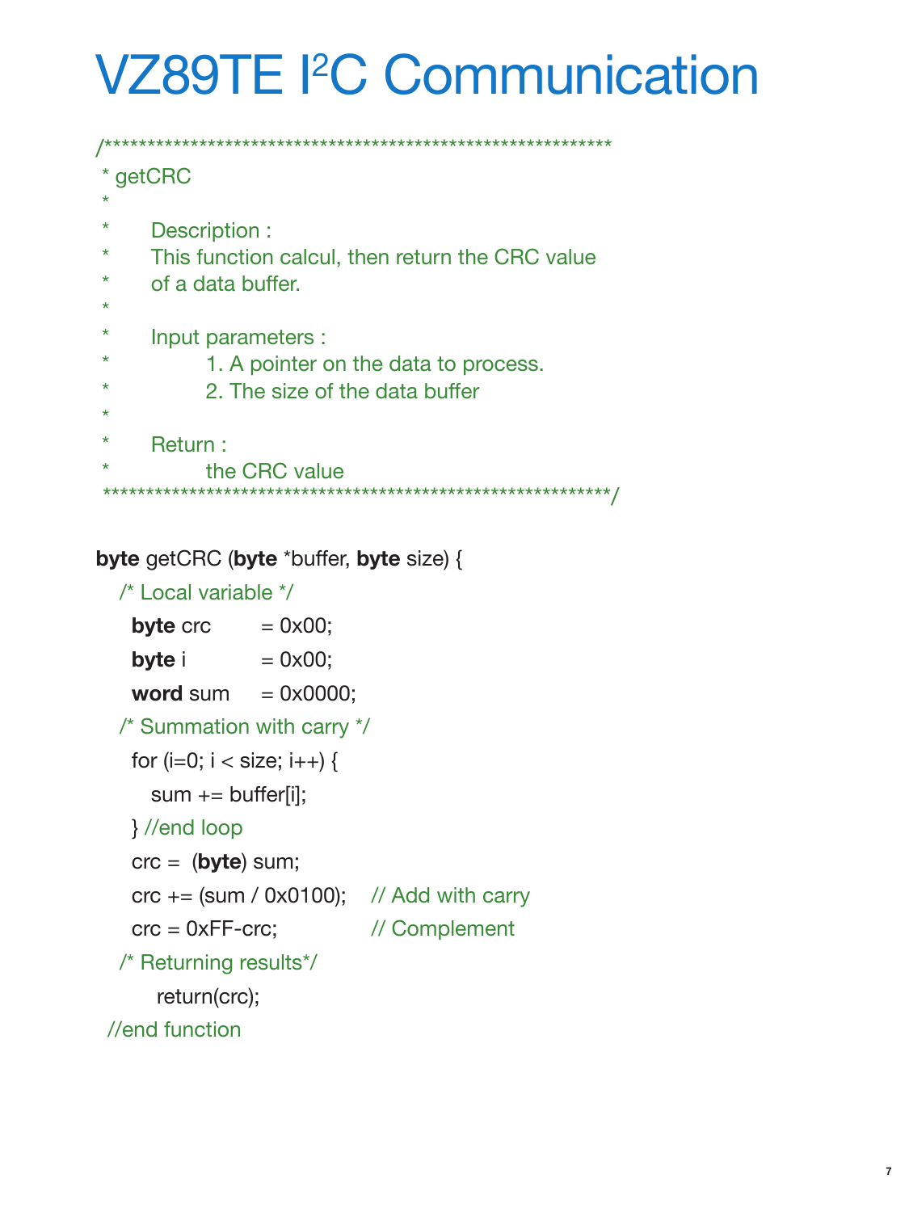# VZ89TE I²C Communication

```
/****************************************************************
 * getCRC
 *
 *      Description :
 *      This function calcul, then return the CRC value
 *      of a data buffer.
 *
 *      Input parameters :
 *              1. A pointer on the data to process.
 *              2. The size of the data buffer
 *
 *      Return :
 *              the CRC value
 ****************************************************************/

byte getCRC (byte *buffer, byte size) {
  /* Local variable */
   byte crc      = 0x00;
   byte i        = 0x00;
   word sum      = 0x0000;
  /* Summation with carry */
   for (i=0; i < size; i++) {
     sum += buffer[i];
   } //end loop
   crc =  (byte) sum;
   crc += (sum / 0x0100);   // Add with carry
   crc = 0xFF-crc;          // Complement
  /* Returning results*/
      return(crc);
 //end function
```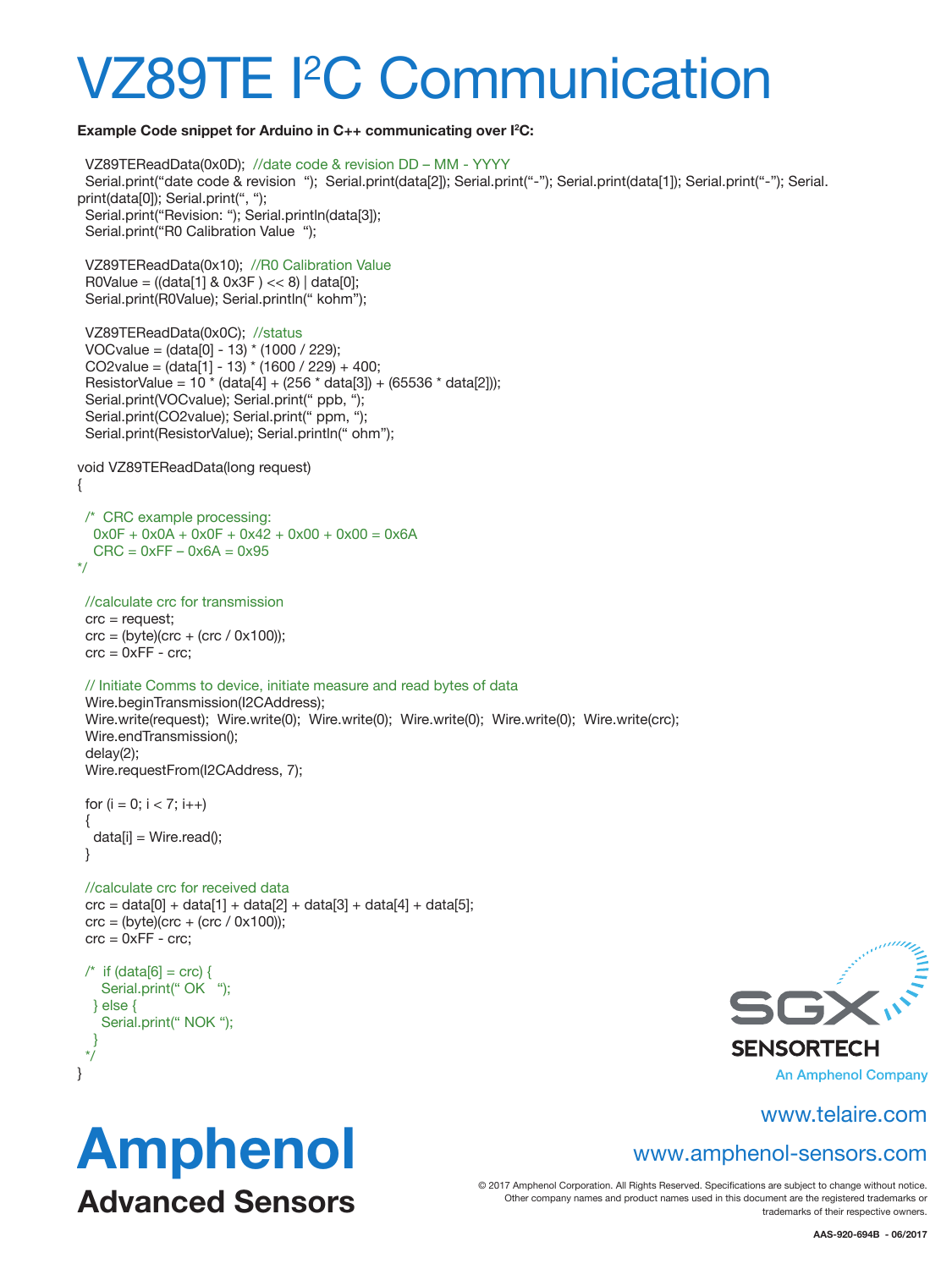# VZ89TE I²C Communication

**Example Code snippet for Arduino in C++ communicating over I²C:**

```
  VZ89TEReadData(0x0D);  //date code & revision DD – MM - YYYY
  Serial.print("date code & revision  ");  Serial.print(data[2]); Serial.print("-"); Serial.print(data[1]); Serial.print("-"); Serial.
print(data[0]); Serial.print(", ");
  Serial.print("Revision: "); Serial.println(data[3]);
  Serial.print("R0 Calibration Value  ");

  VZ89TEReadData(0x10);  //R0 Calibration Value
  R0Value = ((data[1] & 0x3F ) << 8) | data[0];
  Serial.print(R0Value); Serial.println(" kohm");

  VZ89TEReadData(0x0C);  //status
  VOCvalue = (data[0] - 13) * (1000 / 229);
  CO2value = (data[1] - 13) * (1600 / 229) + 400;
  ResistorValue = 10 * (data[4] + (256 * data[3]) + (65536 * data[2]));
  Serial.print(VOCvalue); Serial.print(" ppb, ");
  Serial.print(CO2value); Serial.print(" ppm, ");
  Serial.print(ResistorValue); Serial.println(" ohm");

void VZ89TEReadData(long request)
{

  /*  CRC example processing:
    0x0F + 0x0A + 0x0F + 0x42 + 0x00 + 0x00 = 0x6A
    CRC = 0xFF – 0x6A = 0x95
*/

  //calculate crc for transmission
  crc = request;
  crc = (byte)(crc + (crc / 0x100));
  crc = 0xFF - crc;

  // Initiate Comms to device, initiate measure and read bytes of data
  Wire.beginTransmission(I2CAddress);
  Wire.write(request);  Wire.write(0);  Wire.write(0);  Wire.write(0);  Wire.write(0);  Wire.write(crc);
  Wire.endTransmission();
  delay(2);
  Wire.requestFrom(I2CAddress, 7);

  for (i = 0; i < 7; i++)
  {
    data[i] = Wire.read();
  }

  //calculate crc for received data
  crc = data[0] + data[1] + data[2] + data[3] + data[4] + data[5];
  crc = (byte)(crc + (crc / 0x100));
  crc = 0xFF - crc;

  /*  if (data[6] = crc) {
      Serial.print(" OK   ");
    } else {
      Serial.print(" NOK ");
    }
  */
}
```

SGX SENSORTECH
An Amphenol Company

www.telaire.com

www.amphenol-sensors.com

**Amphenol**
**Advanced Sensors**

© 2017 Amphenol Corporation. All Rights Reserved. Specifications are subject to change without notice. Other company names and product names used in this document are the registered trademarks or trademarks of their respective owners.

**AAS-920-694B - 06/2017**